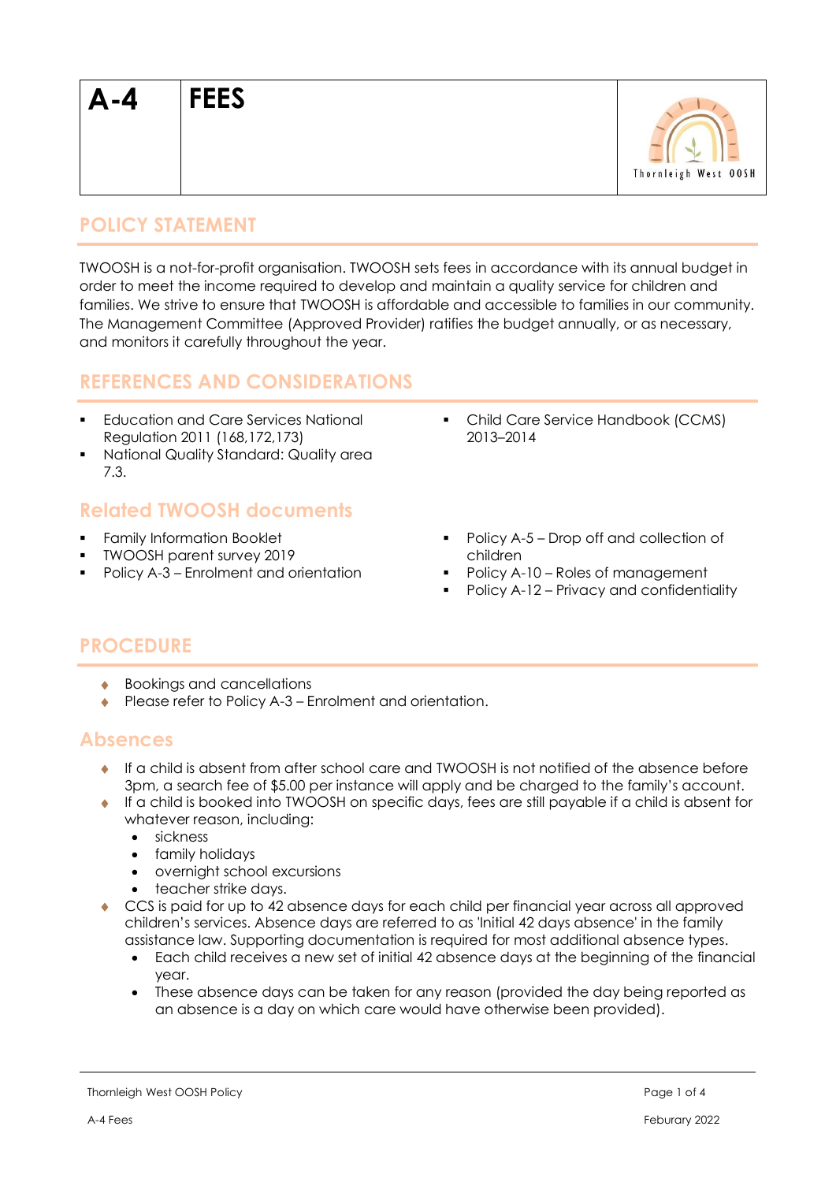# A-4 FEES

Thornleigh West OOSH

## POLICY STATEMENT

TWOOSH is a not-for-profit organisation. TWOOSH sets fees in accordance with its annual budget in order to meet the income required to develop and maintain a quality service for children and families. We strive to ensure that TWOOSH is affordable and accessible to families in our community. The Management Committee (Approved Provider) ratifies the budget annually, or as necessary, and monitors it carefully throughout the year.

## REFERENCES AND CONSIDERATIONS

- Education and Care Services National Regulation 2011 (168,172,173)
- National Quality Standard: Quality area 7.3.
- Child Care Service Handbook (CCMS) 2013–2014

## Related TWOOSH documents

- Family Information Booklet
- TWOOSH parent survey 2019
- Policy A-3 – Enrolment and orientation
- Policy A-5 – Drop off and collection of children
- Policy A-10 – Roles of management
- Policy A-12 – Privacy and confidentiality

## PROCEDURE

- Bookings and cancellations
- Please refer to Policy A-3 – Enrolment and orientation.

## Absences

- If a child is absent from after school care and TWOOSH is not notified of the absence before 3pm, a search fee of $5.00 per instance will apply and be charged to the family's account.
- If a child is booked into TWOOSH on specific days, fees are still payable if a child is absent for whatever reason, including:
  - sickness
  - family holidays
  - overnight school excursions
  - teacher strike days.
- CCS is paid for up to 42 absence days for each child per financial year across all approved children's services. Absence days are referred to as 'Initial 42 days absence' in the family assistance law. Supporting documentation is required for most additional absence types.
  - Each child receives a new set of initial 42 absence days at the beginning of the financial year.
  - These absence days can be taken for any reason (provided the day being reported as an absence is a day on which care would have otherwise been provided).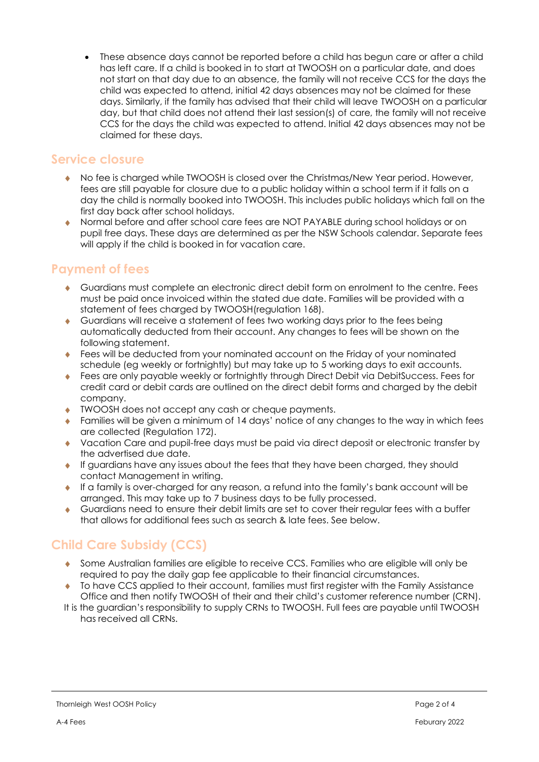- These absence days cannot be reported before a child has begun care or after a child has left care. If a child is booked in to start at TWOOSH on a particular date, and does not start on that day due to an absence, the family will not receive CCS for the days the child was expected to attend, initial 42 days absences may not be claimed for these days. Similarly, if the family has advised that their child will leave TWOOSH on a particular day, but that child does not attend their last session(s) of care, the family will not receive CCS for the days the child was expected to attend. Initial 42 days absences may not be claimed for these days.

## Service closure

- No fee is charged while TWOOSH is closed over the Christmas/New Year period. However, fees are still payable for closure due to a public holiday within a school term if it falls on a day the child is normally booked into TWOOSH. This includes public holidays which fall on the first day back after school holidays.
- Normal before and after school care fees are NOT PAYABLE during school holidays or on pupil free days. These days are determined as per the NSW Schools calendar. Separate fees will apply if the child is booked in for vacation care.

## Payment of fees

- Guardians must complete an electronic direct debit form on enrolment to the centre. Fees must be paid once invoiced within the stated due date. Families will be provided with a statement of fees charged by TWOOSH(regulation 168).
- Guardians will receive a statement of fees two working days prior to the fees being automatically deducted from their account. Any changes to fees will be shown on the following statement.
- Fees will be deducted from your nominated account on the Friday of your nominated schedule (eg weekly or fortnightly) but may take up to 5 working days to exit accounts.
- Fees are only payable weekly or fortnightly through Direct Debit via DebitSuccess. Fees for credit card or debit cards are outlined on the direct debit forms and charged by the debit company.
- TWOOSH does not accept any cash or cheque payments.
- Families will be given a minimum of 14 days' notice of any changes to the way in which fees are collected (Regulation 172).
- Vacation Care and pupil-free days must be paid via direct deposit or electronic transfer by the advertised due date.
- If guardians have any issues about the fees that they have been charged, they should contact Management in writing.
- If a family is over-charged for any reason, a refund into the family's bank account will be arranged. This may take up to 7 business days to be fully processed.
- Guardians need to ensure their debit limits are set to cover their regular fees with a buffer that allows for additional fees such as search & late fees. See below.

## Child Care Subsidy (CCS)

- Some Australian families are eligible to receive CCS. Families who are eligible will only be required to pay the daily gap fee applicable to their financial circumstances.
- To have CCS applied to their account, families must first register with the Family Assistance Office and then notify TWOOSH of their and their child's customer reference number (CRN).

It is the guardian's responsibility to supply CRNs to TWOOSH. Full fees are payable until TWOOSH has received all CRNs.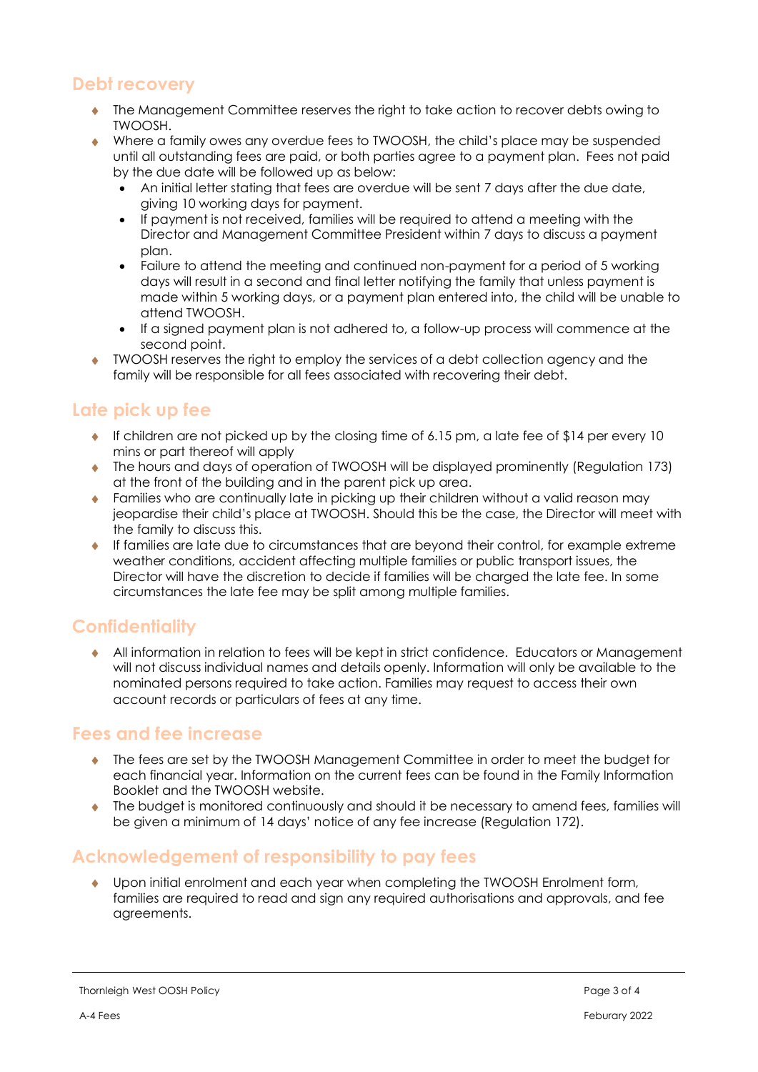## Debt recovery

- The Management Committee reserves the right to take action to recover debts owing to TWOOSH.
- Where a family owes any overdue fees to TWOOSH, the child's place may be suspended until all outstanding fees are paid, or both parties agree to a payment plan. Fees not paid by the due date will be followed up as below:
  - An initial letter stating that fees are overdue will be sent 7 days after the due date, giving 10 working days for payment.
  - If payment is not received, families will be required to attend a meeting with the Director and Management Committee President within 7 days to discuss a payment plan.
  - Failure to attend the meeting and continued non-payment for a period of 5 working days will result in a second and final letter notifying the family that unless payment is made within 5 working days, or a payment plan entered into, the child will be unable to attend TWOOSH.
  - If a signed payment plan is not adhered to, a follow-up process will commence at the second point.
- TWOOSH reserves the right to employ the services of a debt collection agency and the family will be responsible for all fees associated with recovering their debt.

## Late pick up fee

- If children are not picked up by the closing time of 6.15 pm, a late fee of $14 per every 10 mins or part thereof will apply
- The hours and days of operation of TWOOSH will be displayed prominently (Regulation 173) at the front of the building and in the parent pick up area.
- Families who are continually late in picking up their children without a valid reason may jeopardise their child's place at TWOOSH. Should this be the case, the Director will meet with the family to discuss this.
- If families are late due to circumstances that are beyond their control, for example extreme weather conditions, accident affecting multiple families or public transport issues, the Director will have the discretion to decide if families will be charged the late fee. In some circumstances the late fee may be split among multiple families.

## Confidentiality

- All information in relation to fees will be kept in strict confidence. Educators or Management will not discuss individual names and details openly. Information will only be available to the nominated persons required to take action. Families may request to access their own account records or particulars of fees at any time.

## Fees and fee increase

- The fees are set by the TWOOSH Management Committee in order to meet the budget for each financial year. Information on the current fees can be found in the Family Information Booklet and the TWOOSH website.
- The budget is monitored continuously and should it be necessary to amend fees, families will be given a minimum of 14 days' notice of any fee increase (Regulation 172).

## Acknowledgement of responsibility to pay fees

- Upon initial enrolment and each year when completing the TWOOSH Enrolment form, families are required to read and sign any required authorisations and approvals, and fee agreements.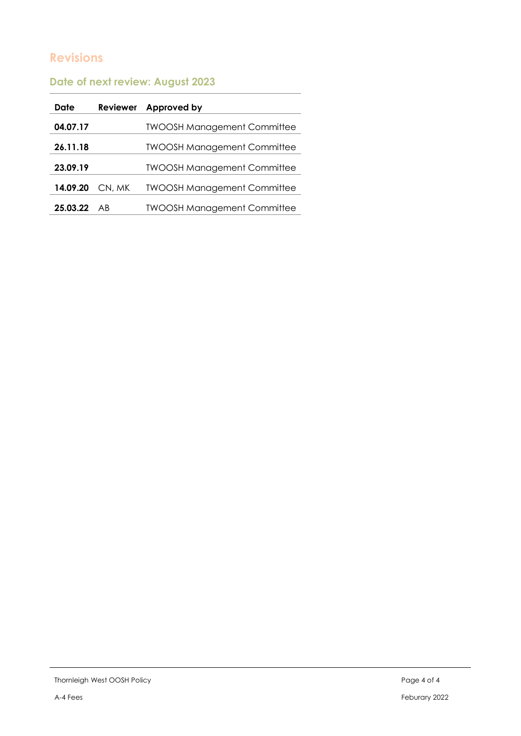## Revisions

### Date of next review: August 2023

| Date | Reviewer | Approved by |
|---|---|---|
| **04.07.17** | | TWOOSH Management Committee |
| **26.11.18** | | TWOOSH Management Committee |
| **23.09.19** | | TWOOSH Management Committee |
| **14.09.20** | CN, MK | TWOOSH Management Committee |
| **25.03.22** | AB | TWOOSH Management Committee |